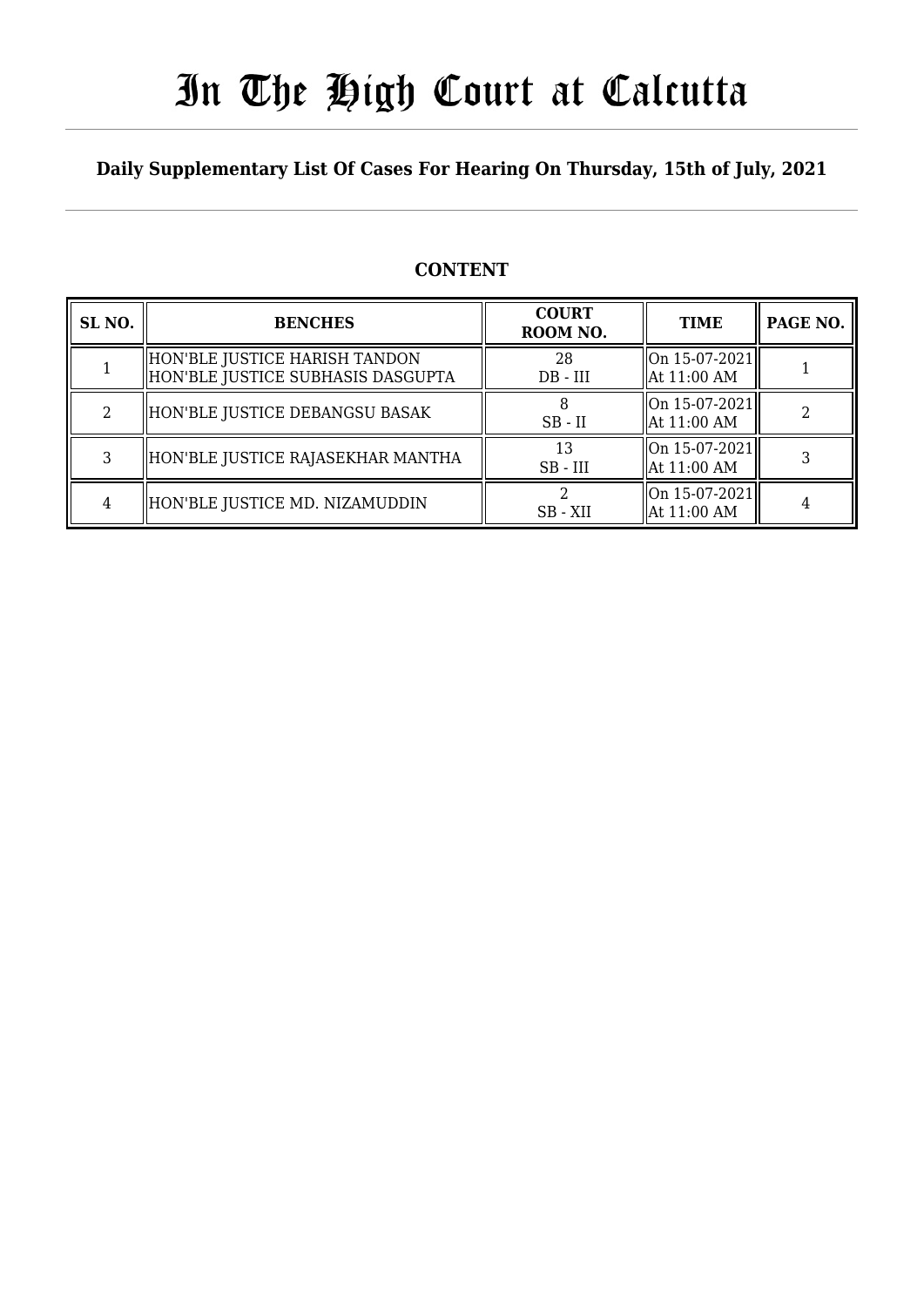# In The High Court at Calcutta

## Daily Supplementary List Of Cases For Hearing On Thursday, 15th of July, 2021

### CONTENT

| SL NO. | BENCHES | COURT ROOM NO. | TIME | PAGE NO. |
|---|---|---|---|---|
| 1 | HON'BLE JUSTICE HARISH TANDON<br>HON'BLE JUSTICE SUBHASIS DASGUPTA | 28<br>DB - III | On 15-07-2021<br>At 11:00 AM | 1 |
| 2 | HON'BLE JUSTICE DEBANGSU BASAK | 8<br>SB - II | On 15-07-2021<br>At 11:00 AM | 2 |
| 3 | HON'BLE JUSTICE RAJASEKHAR MANTHA | 13<br>SB - III | On 15-07-2021<br>At 11:00 AM | 3 |
| 4 | HON'BLE JUSTICE MD. NIZAMUDDIN | 2<br>SB - XII | On 15-07-2021<br>At 11:00 AM | 4 |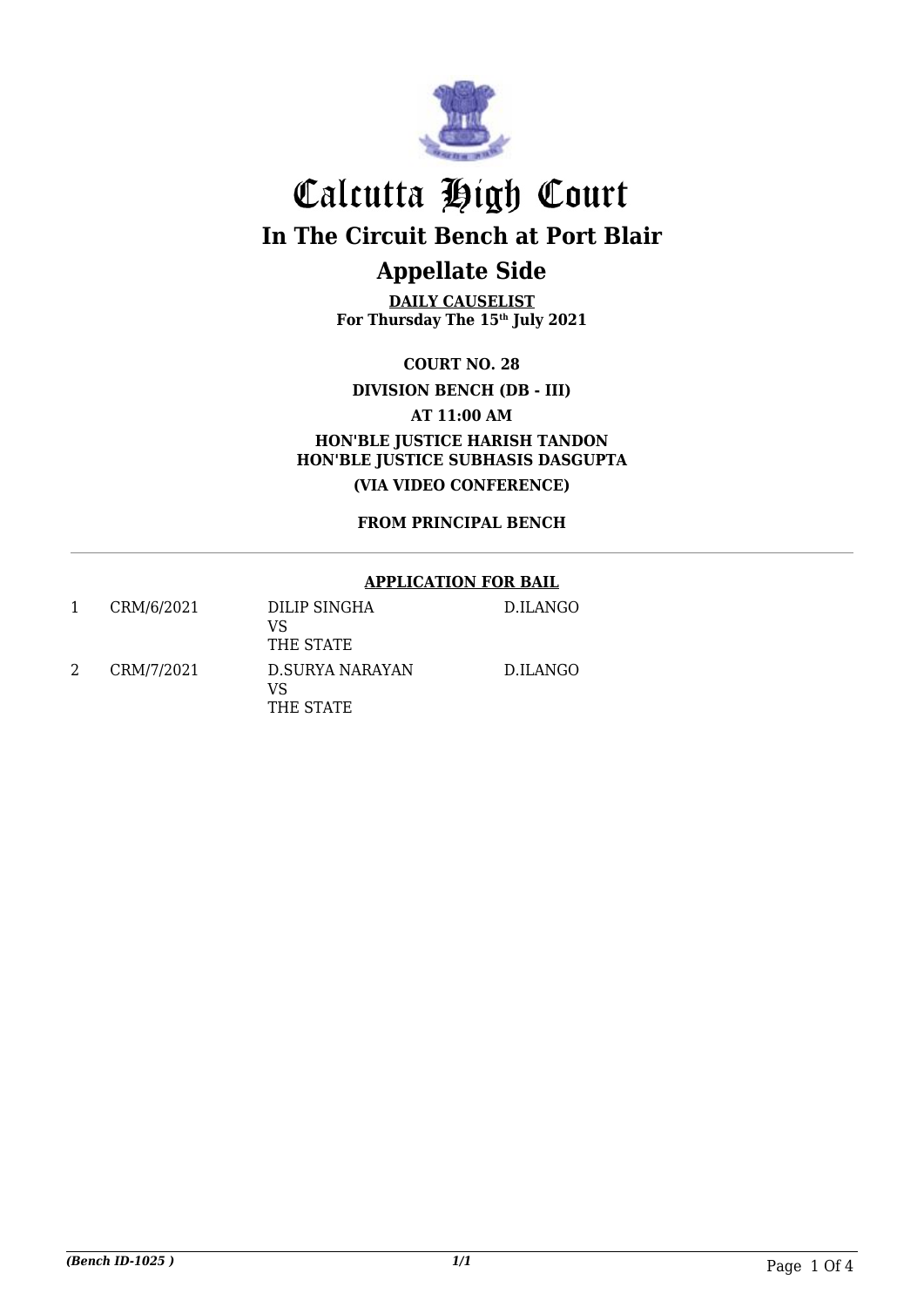# Calcutta High Court

## In The Circuit Bench at Port Blair

## Appellate Side

**DAILY CAUSELIST**
**For Thursday The 15th July 2021**

**COURT NO. 28**

**DIVISION BENCH (DB - III)**

**AT 11:00 AM**

**HON'BLE JUSTICE HARISH TANDON**
**HON'BLE JUSTICE SUBHASIS DASGUPTA**

**(VIA VIDEO CONFERENCE)**

**FROM PRINCIPAL BENCH**

---

**APPLICATION FOR BAIL**

| | | | |
|---|---|---|---|
| 1 | CRM/6/2021 | DILIP SINGHA<br>VS<br>THE STATE | D.ILANGO |
| 2 | CRM/7/2021 | D.SURYA NARAYAN<br>VS<br>THE STATE | D.ILANGO |

*(Bench ID-1025 )* *1/1*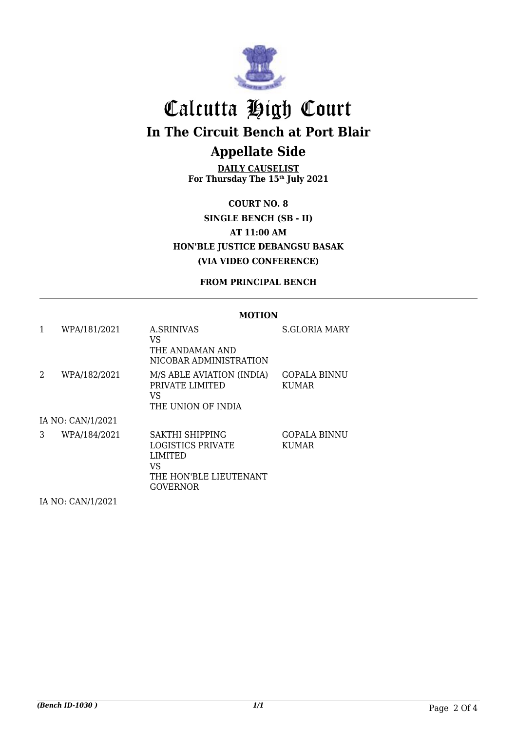# Calcutta High Court

## In The Circuit Bench at Port Blair

## Appellate Side

**DAILY CAUSELIST**
**For Thursday The 15th July 2021**

**COURT NO. 8**

**SINGLE BENCH (SB - II)**

**AT 11:00 AM**

**HON'BLE JUSTICE DEBANGSU BASAK**

**(VIA VIDEO CONFERENCE)**

**FROM PRINCIPAL BENCH**

**MOTION**

| | | | |
|---|---|---|---|
| 1 | WPA/181/2021 | A.SRINIVAS<br>VS<br>THE ANDAMAN AND NICOBAR ADMINISTRATION | S.GLORIA MARY |
| 2 | WPA/182/2021 | M/S ABLE AVIATION (INDIA) PRIVATE LIMITED<br>VS<br>THE UNION OF INDIA | GOPALA BINNU KUMAR |
| IA NO: CAN/1/2021 | | | |
| 3 | WPA/184/2021 | SAKTHI SHIPPING LOGISTICS PRIVATE LIMITED<br>VS<br>THE HON'BLE LIEUTENANT GOVERNOR | GOPALA BINNU KUMAR |
| IA NO: CAN/1/2021 | | | |

*(Bench ID-1030 )*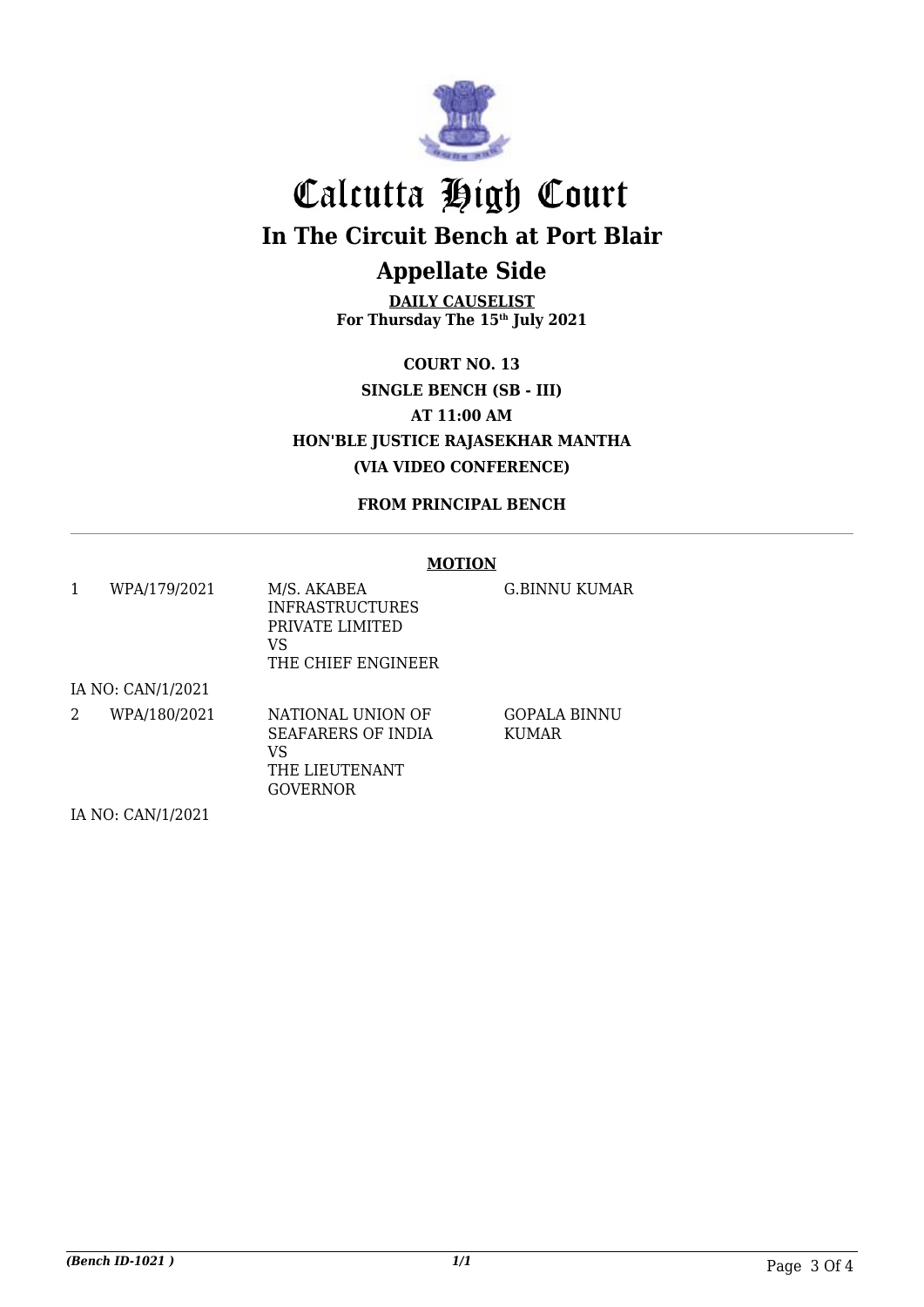# Calcutta High Court

## In The Circuit Bench at Port Blair

## Appellate Side

**DAILY CAUSELIST**
**For Thursday The 15th July 2021**

**COURT NO. 13**
**SINGLE BENCH (SB - III)**
**AT 11:00 AM**
**HON'BLE JUSTICE RAJASEKHAR MANTHA**
**(VIA VIDEO CONFERENCE)**

**FROM PRINCIPAL BENCH**

**MOTION**

| | | | |
|---|---|---|---|
| 1 | WPA/179/2021 | M/S. AKABEA INFRASTRUCTURES PRIVATE LIMITED VS THE CHIEF ENGINEER | G.BINNU KUMAR |
| | IA NO: CAN/1/2021 | | |
| 2 | WPA/180/2021 | NATIONAL UNION OF SEAFARERS OF INDIA VS THE LIEUTENANT GOVERNOR | GOPALA BINNU KUMAR |
| | IA NO: CAN/1/2021 | | |

*(Bench ID-1021 )*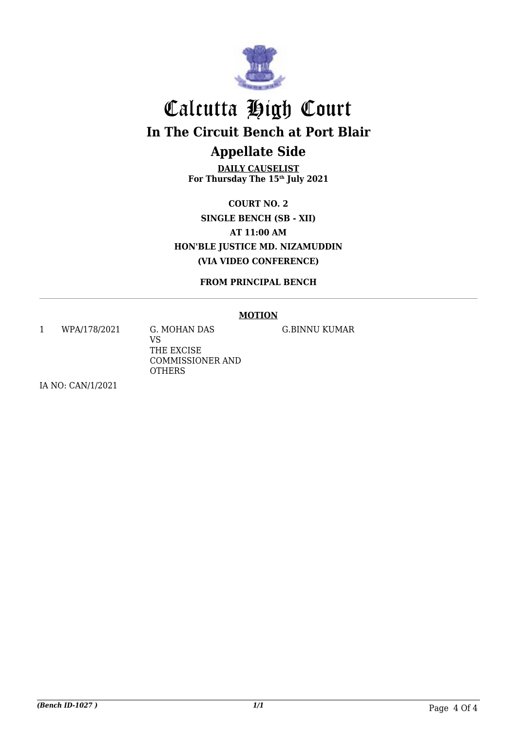# Calcutta High Court

## In The Circuit Bench at Port Blair

## Appellate Side

**DAILY CAUSELIST**
**For Thursday The 15th July 2021**

**COURT NO. 2**
**SINGLE BENCH (SB - XII)**
**AT 11:00 AM**
**HON'BLE JUSTICE MD. NIZAMUDDIN**
**(VIA VIDEO CONFERENCE)**

**FROM PRINCIPAL BENCH**

**MOTION**

| | | | |
|---|---|---|---|
| 1 | WPA/178/2021 | G. MOHAN DAS<br>VS<br>THE EXCISE COMMISSIONER AND OTHERS | G.BINNU KUMAR |

IA NO: CAN/1/2021

*(Bench ID-1027 )* *1/1*